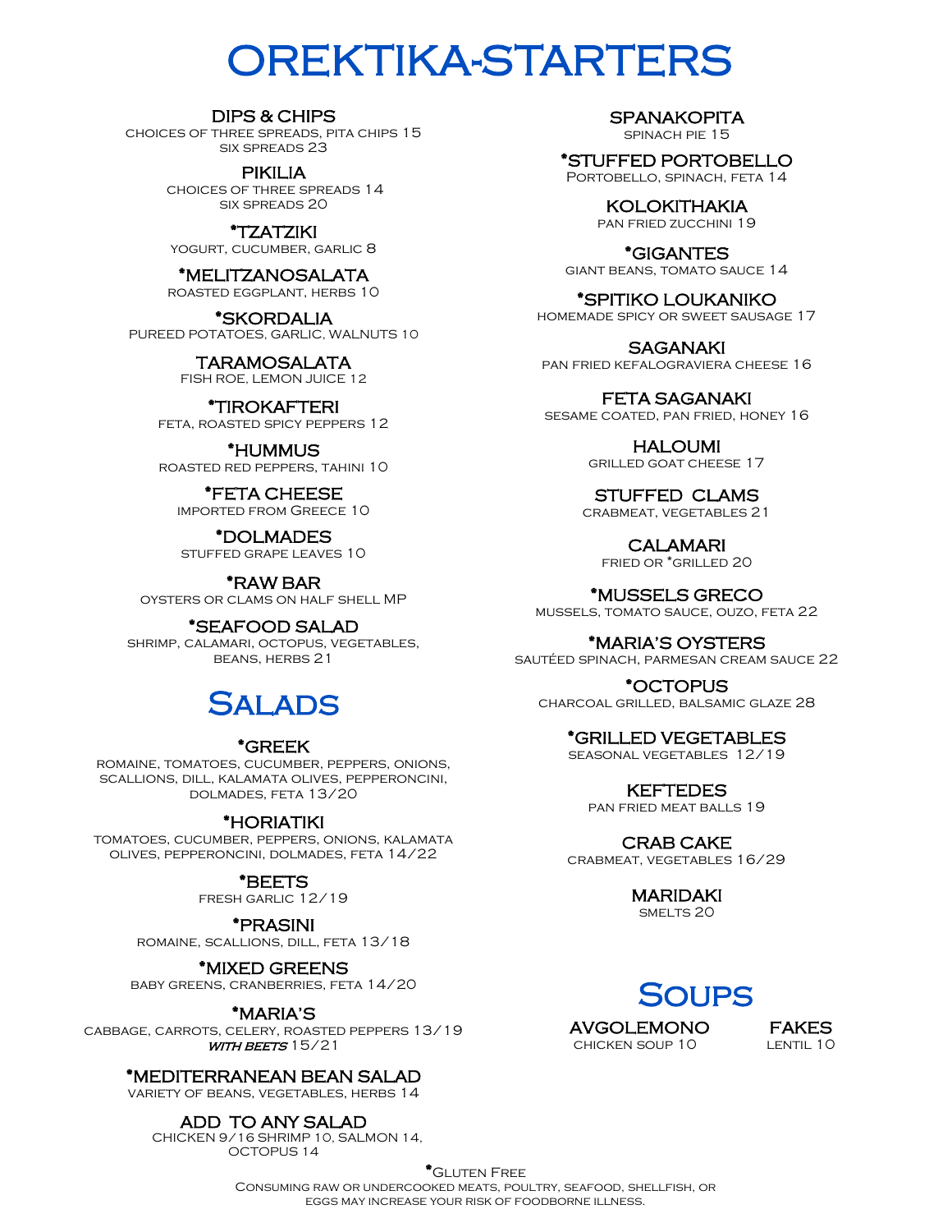# OREKTIKA-STARTERS

### DIPS & CHIPS
CHOICES OF THREE SPREADS, PITA CHIPS 15
SIX SPREADS 23

### PIKILIA
CHOICES OF THREE SPREADS 14
SIX SPREADS 20

### *TZATZIKI
YOGURT, CUCUMBER, GARLIC 8

### *MELITZANOSALATA
ROASTED EGGPLANT, HERBS 10

### *SKORDALIA
PUREED POTATOES, GARLIC, WALNUTS 10

### TARAMOSALATA
FISH ROE, LEMON JUICE 12

### *TIROKAFTERI
FETA, ROASTED SPICY PEPPERS 12

### *HUMMUS
ROASTED RED PEPPERS, TAHINI 10

### *FETA CHEESE
IMPORTED FROM GREECE 10

### *DOLMADES
STUFFED GRAPE LEAVES 10

### *RAW BAR
OYSTERS OR CLAMS ON HALF SHELL MP

### *SEAFOOD SALAD
SHRIMP, CALAMARI, OCTOPUS, VEGETABLES, BEANS, HERBS 21

### SPANAKOPITA
SPINACH PIE 15

### *STUFFED PORTOBELLO
PORTOBELLO, SPINACH, FETA 14

### KOLOKITHAKIA
PAN FRIED ZUCCHINI 19

### *GIGANTES
GIANT BEANS, TOMATO SAUCE 14

### *SPITIKO LOUKANIKO
HOMEMADE SPICY OR SWEET SAUSAGE 17

### SAGANAKI
PAN FRIED KEFALOGRAVIERA CHEESE 16

### FETA SAGANAKI
SESAME COATED, PAN FRIED, HONEY 16

### HALOUMI
GRILLED GOAT CHEESE 17

### STUFFED CLAMS
CRABMEAT, VEGETABLES 21

### CALAMARI
FRIED OR *GRILLED 20

### *MUSSELS GRECO
MUSSELS, TOMATO SAUCE, OUZO, FETA 22

### *MARIA'S OYSTERS
SAUTÉED SPINACH, PARMESAN CREAM SAUCE 22

### *OCTOPUS
CHARCOAL GRILLED, BALSAMIC GLAZE 28

### *GRILLED VEGETABLES
SEASONAL VEGETABLES 12/19

### KEFTEDES
PAN FRIED MEAT BALLS 19

### CRAB CAKE
CRABMEAT, VEGETABLES 16/29

### MARIDAKI
SMELTS 20

# SALADS

### *GREEK
ROMAINE, TOMATOES, CUCUMBER, PEPPERS, ONIONS, SCALLIONS, DILL, KALAMATA OLIVES, PEPPERONCINI, DOLMADES, FETA 13/20

### *HORIATIKI
TOMATOES, CUCUMBER, PEPPERS, ONIONS, KALAMATA OLIVES, PEPPERONCINI, DOLMADES, FETA 14/22

### *BEETS
FRESH GARLIC 12/19

### *PRASINI
ROMAINE, SCALLIONS, DILL, FETA 13/18

### *MIXED GREENS
BABY GREENS, CRANBERRIES, FETA 14/20

### *MARIA'S
CABBAGE, CARROTS, CELERY, ROASTED PEPPERS 13/19
*WITH BEETS* 15/21

### *MEDITERRANEAN BEAN SALAD
VARIETY OF BEANS, VEGETABLES, HERBS 14

### ADD TO ANY SALAD
CHICKEN 9/16 SHRIMP 10, SALMON 14, OCTOPUS 14

# SOUPS

### AVGOLEMONO
CHICKEN SOUP 10

### FAKES
LENTIL 10

*GLUTEN FREE

CONSUMING RAW OR UNDERCOOKED MEATS, POULTRY, SEAFOOD, SHELLFISH, OR EGGS MAY INCREASE YOUR RISK OF FOODBORNE ILLNESS.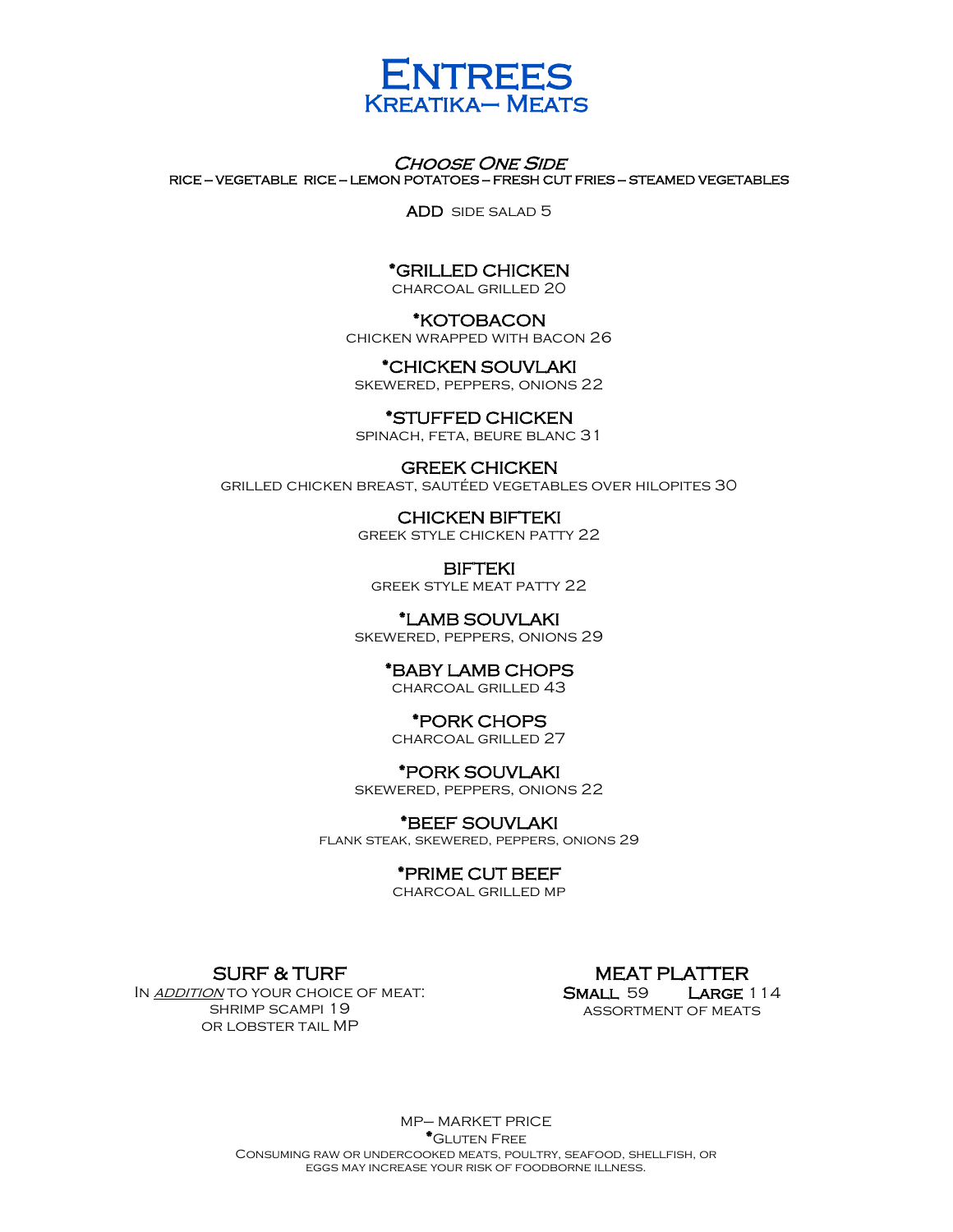# ENTREES

## KREATIKA– MEATS

***CHOOSE ONE SIDE***

RICE – VEGETABLE RICE – LEMON POTATOES – FRESH CUT FRIES – STEAMED VEGETABLES

**ADD** SIDE SALAD 5

### *GRILLED CHICKEN
CHARCOAL GRILLED 20

### *KOTOBACON
CHICKEN WRAPPED WITH BACON 26

### *CHICKEN SOUVLAKI
SKEWERED, PEPPERS, ONIONS 22

### *STUFFED CHICKEN
SPINACH, FETA, BEURE BLANC 31

### GREEK CHICKEN
GRILLED CHICKEN BREAST, SAUTÉED VEGETABLES OVER HILOPITES 30

### CHICKEN BIFTEKI
GREEK STYLE CHICKEN PATTY 22

### BIFTEKI
GREEK STYLE MEAT PATTY 22

### *LAMB SOUVLAKI
SKEWERED, PEPPERS, ONIONS 29

### *BABY LAMB CHOPS
CHARCOAL GRILLED 43

### *PORK CHOPS
CHARCOAL GRILLED 27

### *PORK SOUVLAKI
SKEWERED, PEPPERS, ONIONS 22

### *BEEF SOUVLAKI
FLANK STEAK, SKEWERED, PEPPERS, ONIONS 29

### *PRIME CUT BEEF
CHARCOAL GRILLED MP

### SURF & TURF
IN *ADDITION* TO YOUR CHOICE OF MEAT:
SHRIMP SCAMPI 19
OR LOBSTER TAIL MP

### MEAT PLATTER
**SMALL** 59 **LARGE** 114
ASSORTMENT OF MEATS

MP– MARKET PRICE
*GLUTEN FREE
CONSUMING RAW OR UNDERCOOKED MEATS, POULTRY, SEAFOOD, SHELLFISH, OR EGGS MAY INCREASE YOUR RISK OF FOODBORNE ILLNESS.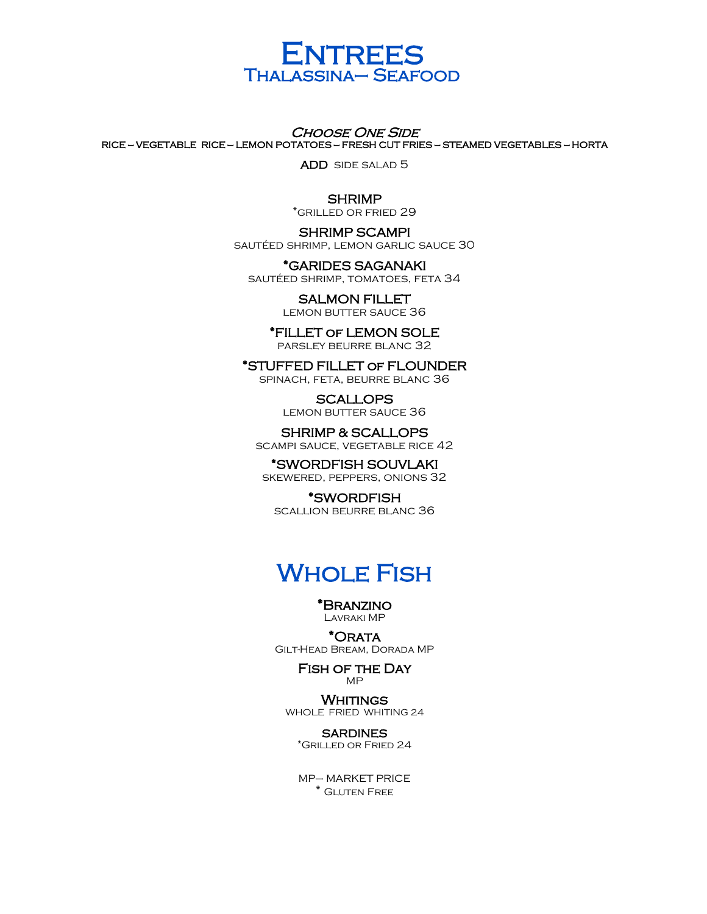# Entrees

## Thalassina– Seafood

***Choose One Side***

**RICE – VEGETABLE RICE – LEMON POTATOES – FRESH CUT FRIES – STEAMED VEGETABLES – HORTA**

**ADD** SIDE SALAD 5

**SHRIMP**
*GRILLED OR FRIED 29

**SHRIMP SCAMPI**
SAUTÉED SHRIMP, LEMON GARLIC SAUCE 30

**\*GARIDES SAGANAKI**
SAUTÉED SHRIMP, TOMATOES, FETA 34

**SALMON FILLET**
LEMON BUTTER SAUCE 36

**\*FILLET OF LEMON SOLE**
PARSLEY BEURRE BLANC 32

**\*STUFFED FILLET OF FLOUNDER**
SPINACH, FETA, BEURRE BLANC 36

**SCALLOPS**
LEMON BUTTER SAUCE 36

**SHRIMP & SCALLOPS**
SCAMPI SAUCE, VEGETABLE RICE 42

**\*SWORDFISH SOUVLAKI**
SKEWERED, PEPPERS, ONIONS 32

**\*SWORDFISH**
SCALLION BEURRE BLANC 36

## Whole Fish

**\*Branzino**
Lavraki MP

**\*Orata**
Gilt-Head Bream, Dorada MP

**Fish of the Day**
MP

**Whitings**
WHOLE FRIED WHITING 24

**SARDINES**
*Grilled or Fried 24

MP– MARKET PRICE
\* Gluten Free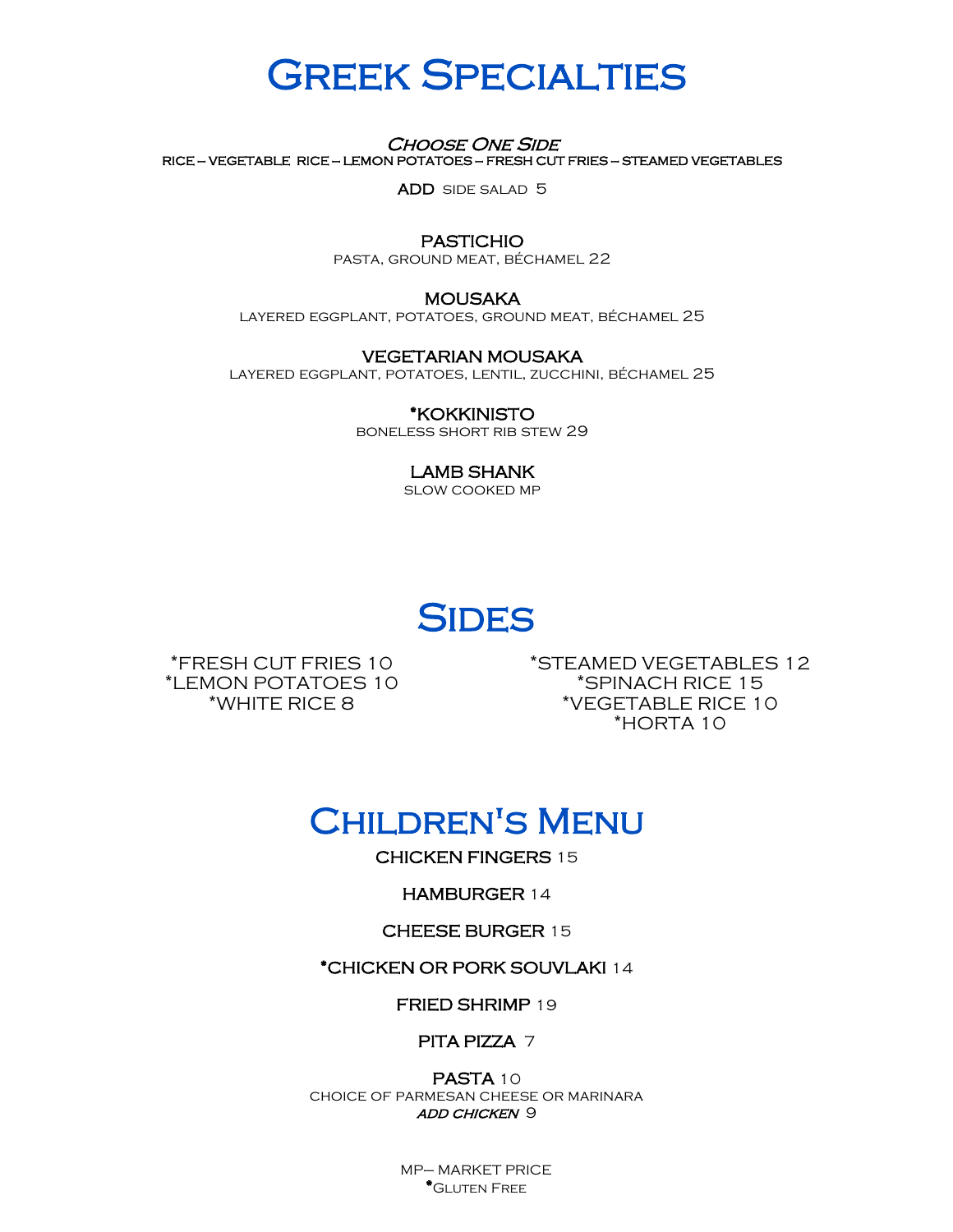# Greek Specialties

***Choose One Side***

RICE – VEGETABLE RICE – LEMON POTATOES – FRESH CUT FRIES – STEAMED VEGETABLES

**ADD** SIDE SALAD 5

**PASTICHIO**
PASTA, GROUND MEAT, BÉCHAMEL 22

**MOUSAKA**
LAYERED EGGPLANT, POTATOES, GROUND MEAT, BÉCHAMEL 25

**VEGETARIAN MOUSAKA**
LAYERED EGGPLANT, POTATOES, LENTIL, ZUCCHINI, BÉCHAMEL 25

**\*KOKKINISTO**
BONELESS SHORT RIB STEW 29

**LAMB SHANK**
SLOW COOKED MP

# Sides

*FRESH CUT FRIES 10
*LEMON POTATOES 10
*WHITE RICE 8
*STEAMED VEGETABLES 12
*SPINACH RICE 15
*VEGETABLE RICE 10
*HORTA 10

# Children's Menu

**CHICKEN FINGERS** 15

**HAMBURGER** 14

**CHEESE BURGER** 15

**\*CHICKEN OR PORK SOUVLAKI** 14

**FRIED SHRIMP** 19

**PITA PIZZA** 7

**PASTA** 10
CHOICE OF PARMESAN CHEESE OR MARINARA
***ADD CHICKEN*** 9

MP– MARKET PRICE
*Gluten Free